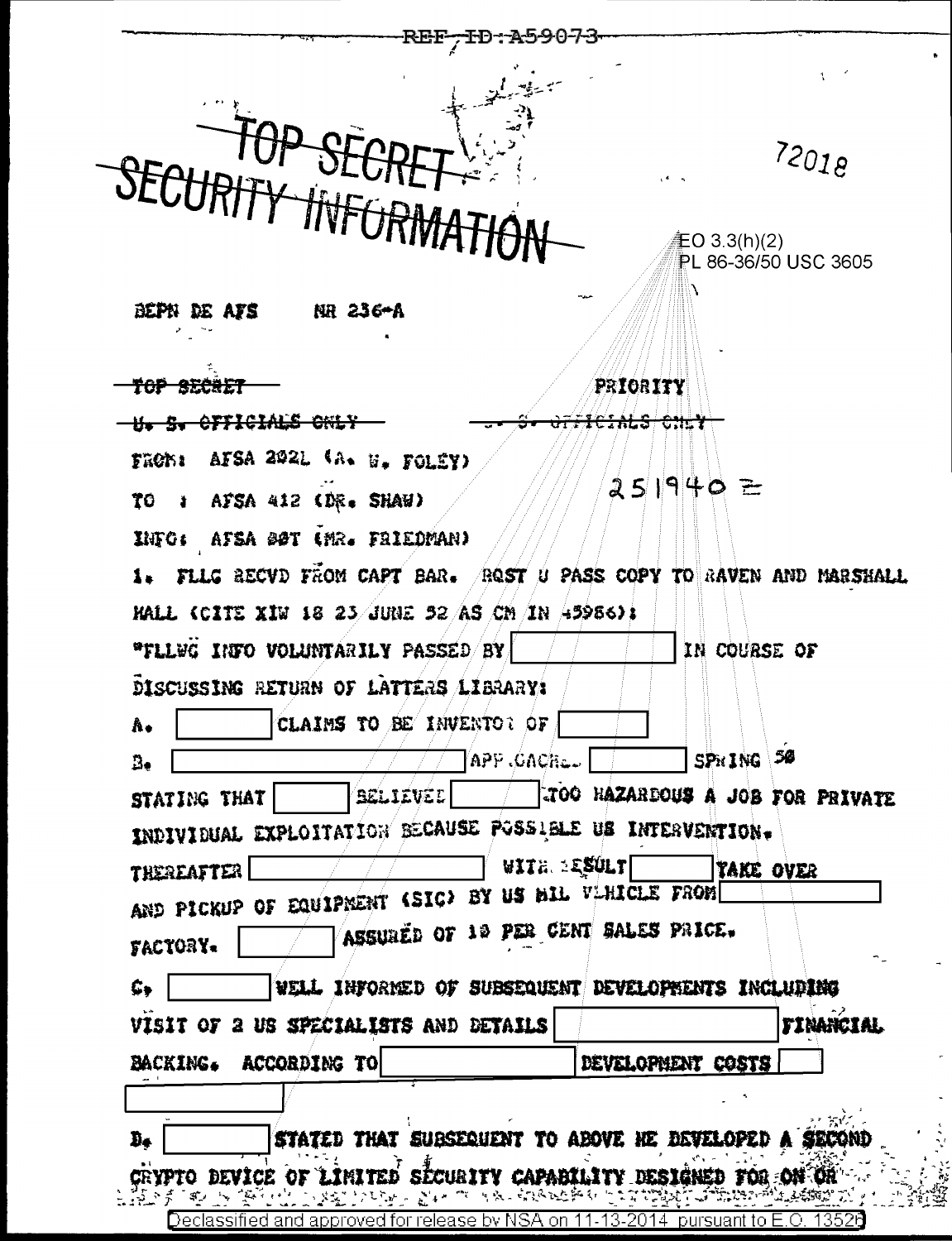REF ID:A59073

~~TOP SECRET~~
~~SECURITY INFORMATION~~

72018

EO 3.3(h)(2)
PL 86-36/50 USC 3605

BEPN DE AFS NR 236-A

~~TOP SECRET~~ PRIORITY

~~U. S. OFFICIALS ONLY~~ ~~U. S. OFFICIALS ONLY~~

FROM: AFSA 202L (A. W. FOLEY)

TO : AFSA 412 (DR. SHAW) 251940 Z

INFO: AFSA 00T (MR. FRIEDMAN)

1. FLLG RECVD FROM CAPT BAR. RQST U PASS COPY TO RAVEN AND MARSHALL HALL (CITE XIW 18 23 JUNE 52 AS CM IN 45956):

"FLLWG INFO VOLUNTARILY PASSED BY [ ] IN COURSE OF DISCUSSING RETURN OF LATTERS LIBRARY:

A. [ ] CLAIMS TO BE INVENTOR OF [ ]

B. [ ] APPROACHED [ ] SPRING 50 STATING THAT [ ] BELIEVED [ ] TOO HAZARDOUS A JOB FOR PRIVATE INDIVIDUAL EXPLOITATION BECAUSE POSSIBLE US INTERVENTION. THEREAFTER [ ] WITH RESULT [ ] TAKE OVER AND PICKUP OF EQUIPMENT (SIC) BY US MIL VEHICLE FROM [ ] FACTORY. [ ] ASSURED OF 10 PER CENT SALES PRICE.

C. [ ] WELL INFORMED OF SUBSEQUENT DEVELOPMENTS INCLUDING VISIT OF 2 US SPECIALISTS AND DETAILS [ ] FINANCIAL BACKING. ACCORDING TO [ ] DEVELOPMENT COSTS [ ] [ ]

D. [ ] STATED THAT SUBSEQUENT TO ABOVE HE DEVELOPED A SECOND CRYPTO DEVICE OF LIMITED SECURITY CAPABILITY DESIGNED FOR ON OR

Declassified and approved for release by NSA on 11-13-2014 pursuant to E.O. 13526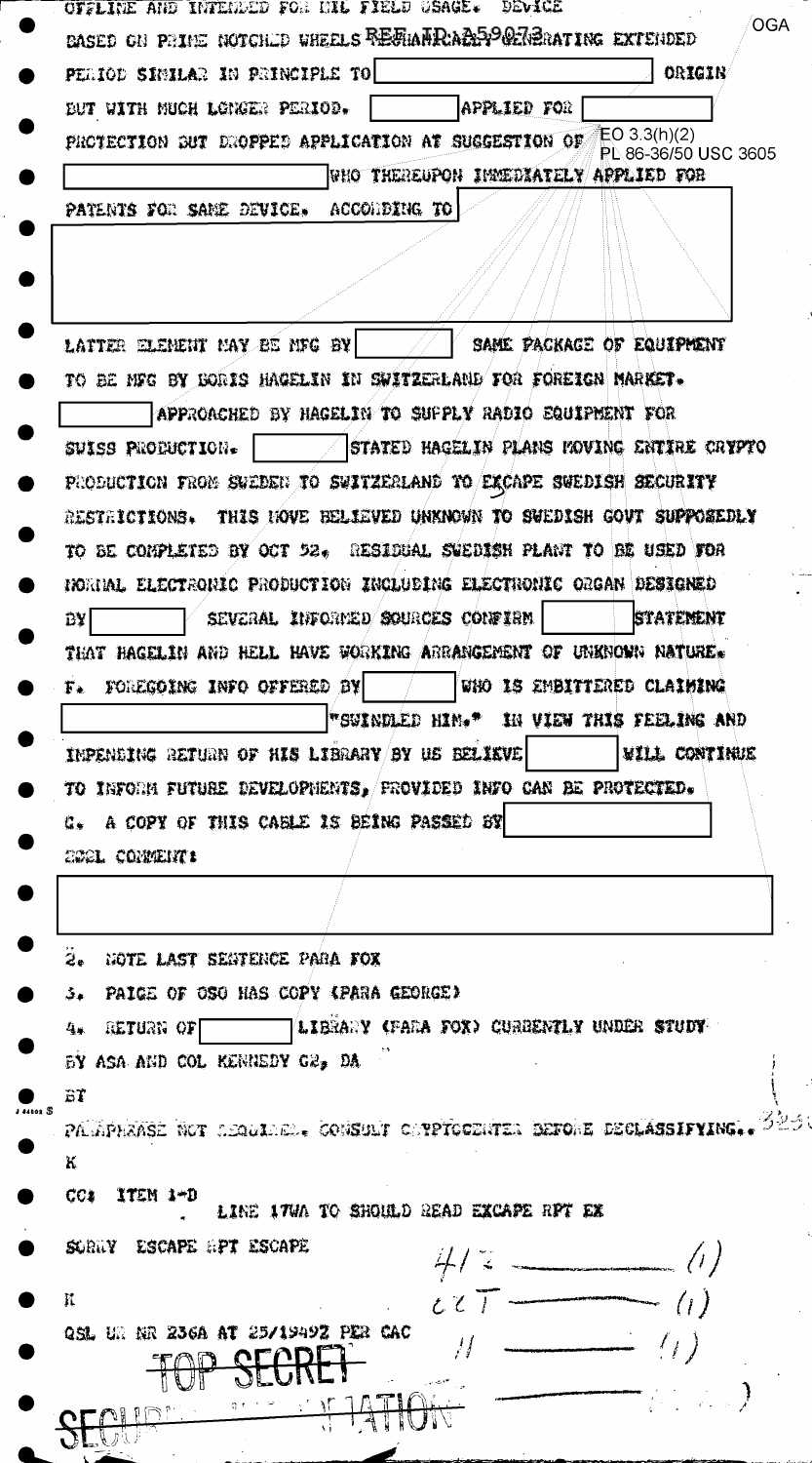OFFLINE AND INTENDED FOR MIL FIELD USAGE. DEVICE

OGA

BASED ON PRIME NOTCHED WHEELS REF ID:A59073 GENERATING EXTENDED

PERIOD SIMILAR IN PRINCIPLE TO ORIGIN

BUT WITH MUCH LONGER PERIOD. APPLIED FOR

PROTECTION BUT DROPPED APPLICATION AT SUGGESTION OF

EO 3.3(h)(2)
PL 86-36/50 USC 3605

WHO THEREUPON IMMEDIATELY APPLIED FOR

PATENTS FOR SAME DEVICE. ACCORDING TO

LATTER ELEMENT MAY BE MFG BY SAME PACKAGE OF EQUIPMENT

TO BE MFG BY BORIS HAGELIN IN SWITZERLAND FOR FOREIGN MARKET.

APPROACHED BY HAGELIN TO SUPPLY RADIO EQUIPMENT FOR

SWISS PRODUCTION. STATED HAGELIN PLANS MOVING ENTIRE CRYPTO

PRODUCTION FROM SWEDEN TO SWITZERLAND TO EXCAPE SWEDISH SECURITY

RESTRICTIONS. THIS MOVE BELIEVED UNKNOWN TO SWEDISH GOVT SUPPOSEDLY

TO BE COMPLETED BY OCT 52. RESIDUAL SWEDISH PLANT TO BE USED FOR

NORMAL ELECTRONIC PRODUCTION INCLUDING ELECTRONIC ORGAN DESIGNED

BY SEVERAL INFORMED SOURCES CONFIRM STATEMENT

THAT HAGELIN AND HELL HAVE WORKING ARRANGEMENT OF UNKNOWN NATURE.

F. FOREGOING INFO OFFERED BY WHO IS EMBITTERED CLAIMING

"SWINDLED HIM." IN VIEW THIS FEELING AND

IMPENDING RETURN OF HIS LIBRARY BY US BELIEVE WILL CONTINUE

TO INFORM FUTURE DEVELOPMENTS, PROVIDED INFO CAN BE PROTECTED.

G. A COPY OF THIS CABLE IS BEING PASSED BY

ECOL COMMENT:

2. NOTE LAST SENTENCE PARA FOX

3. PAIGE OF OSO HAS COPY (PARA GEORGE)

4. RETURN OF LIBRARY (PARA FOX) CURRENTLY UNDER STUDY

BY ASA AND COL KENNEDY G2, DA

BT

PARAPHRASE NOT REQUIRED. CONSULT CRYPTOCENTER BEFORE DECLASSIFYING.

K

CC: ITEM 1-D

LINE 17WA TO SHOULD READ EXCAPE RPT EX

SORRY ESCAPE RPT ESCAPE

K

QSL UR NR 236A AT 25/1949Z PER CAC

TOP SECRET

SECURITY INFORMATION